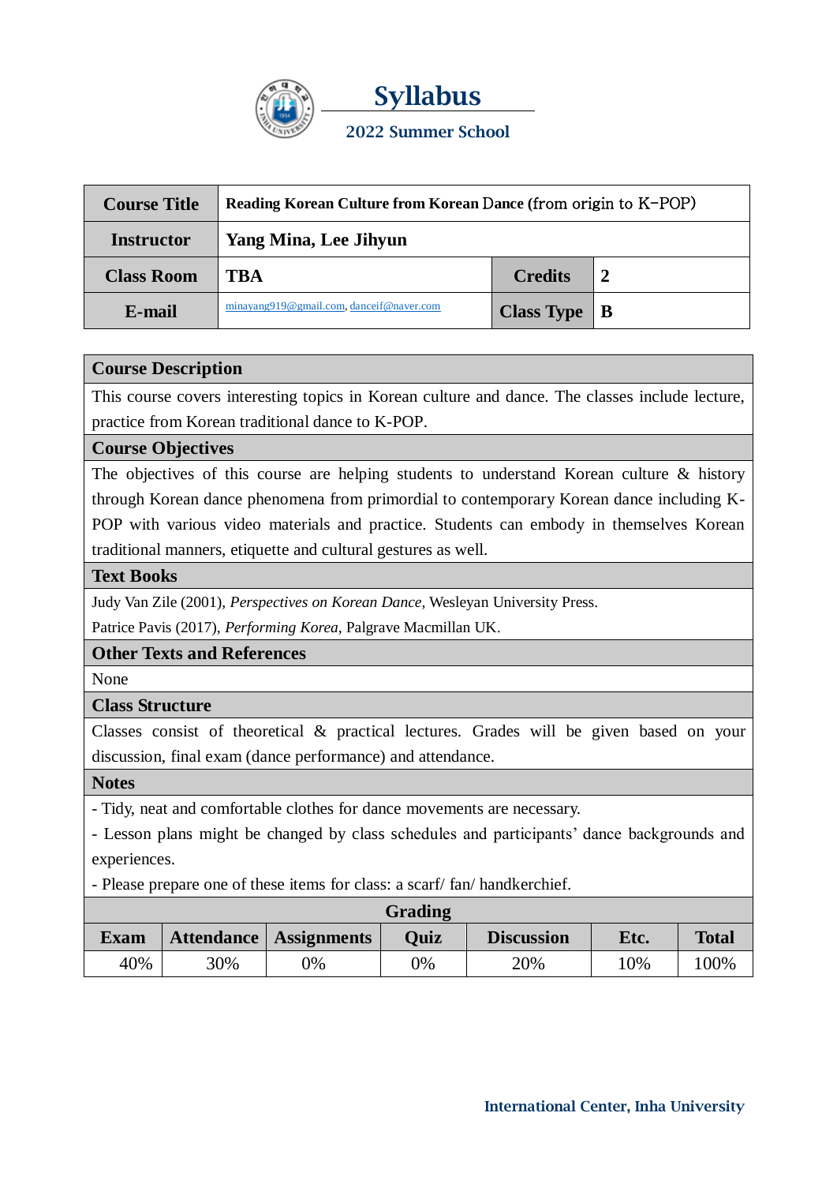# Syllabus

## 2022 Summer School

| Course Title | Reading Korean Culture from Korean Dance (from origin to K-POP) | | |
|---|---|---|---|
| Instructor | Yang Mina, Lee Jihyun | | |
| Class Room | TBA | Credits | 2 |
| E-mail | minayang919@gmail.com, danceif@naver.com | Class Type | B |

**Course Description**

This course covers interesting topics in Korean culture and dance. The classes include lecture, practice from Korean traditional dance to K-POP.

**Course Objectives**

The objectives of this course are helping students to understand Korean culture & history through Korean dance phenomena from primordial to contemporary Korean dance including K-POP with various video materials and practice. Students can embody in themselves Korean traditional manners, etiquette and cultural gestures as well.

**Text Books**

Judy Van Zile (2001), *Perspectives on Korean Dance*, Wesleyan University Press.

Patrice Pavis (2017), *Performing Korea*, Palgrave Macmillan UK.

**Other Texts and References**

None

**Class Structure**

Classes consist of theoretical & practical lectures. Grades will be given based on your discussion, final exam (dance performance) and attendance.

**Notes**

- Tidy, neat and comfortable clothes for dance movements are necessary.
- Lesson plans might be changed by class schedules and participants' dance backgrounds and experiences.
- Please prepare one of these items for class: a scarf/ fan/ handkerchief.

**Grading**

| Exam | Attendance | Assignments | Quiz | Discussion | Etc. | Total |
|---|---|---|---|---|---|---|
| 40% | 30% | 0% | 0% | 20% | 10% | 100% |

International Center, Inha University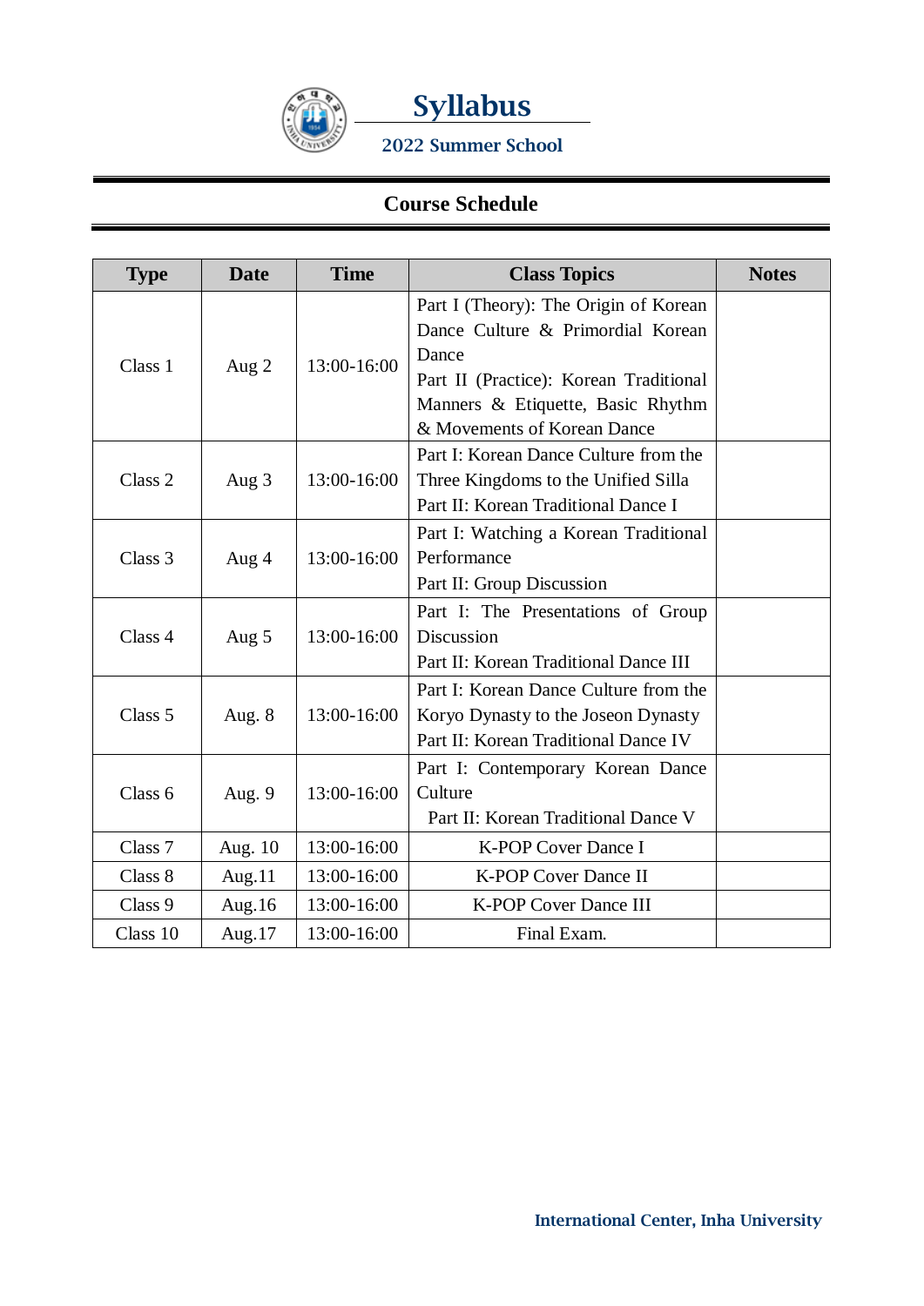# Syllabus

## 2022 Summer School

## Course Schedule

| Type | Date | Time | Class Topics | Notes |
|---|---|---|---|---|
| Class 1 | Aug 2 | 13:00-16:00 | Part I (Theory): The Origin of Korean Dance Culture & Primordial Korean Dance<br>Part II (Practice): Korean Traditional Manners & Etiquette, Basic Rhythm & Movements of Korean Dance | |
| Class 2 | Aug 3 | 13:00-16:00 | Part I: Korean Dance Culture from the Three Kingdoms to the Unified Silla<br>Part II: Korean Traditional Dance I | |
| Class 3 | Aug 4 | 13:00-16:00 | Part I: Watching a Korean Traditional Performance<br>Part II: Group Discussion | |
| Class 4 | Aug 5 | 13:00-16:00 | Part I: The Presentations of Group Discussion<br>Part II: Korean Traditional Dance III | |
| Class 5 | Aug. 8 | 13:00-16:00 | Part I: Korean Dance Culture from the Koryo Dynasty to the Joseon Dynasty<br>Part II: Korean Traditional Dance IV | |
| Class 6 | Aug. 9 | 13:00-16:00 | Part I: Contemporary Korean Dance Culture<br>Part II: Korean Traditional Dance V | |
| Class 7 | Aug. 10 | 13:00-16:00 | K-POP Cover Dance I | |
| Class 8 | Aug.11 | 13:00-16:00 | K-POP Cover Dance II | |
| Class 9 | Aug.16 | 13:00-16:00 | K-POP Cover Dance III | |
| Class 10 | Aug.17 | 13:00-16:00 | Final Exam. | |

International Center, Inha University